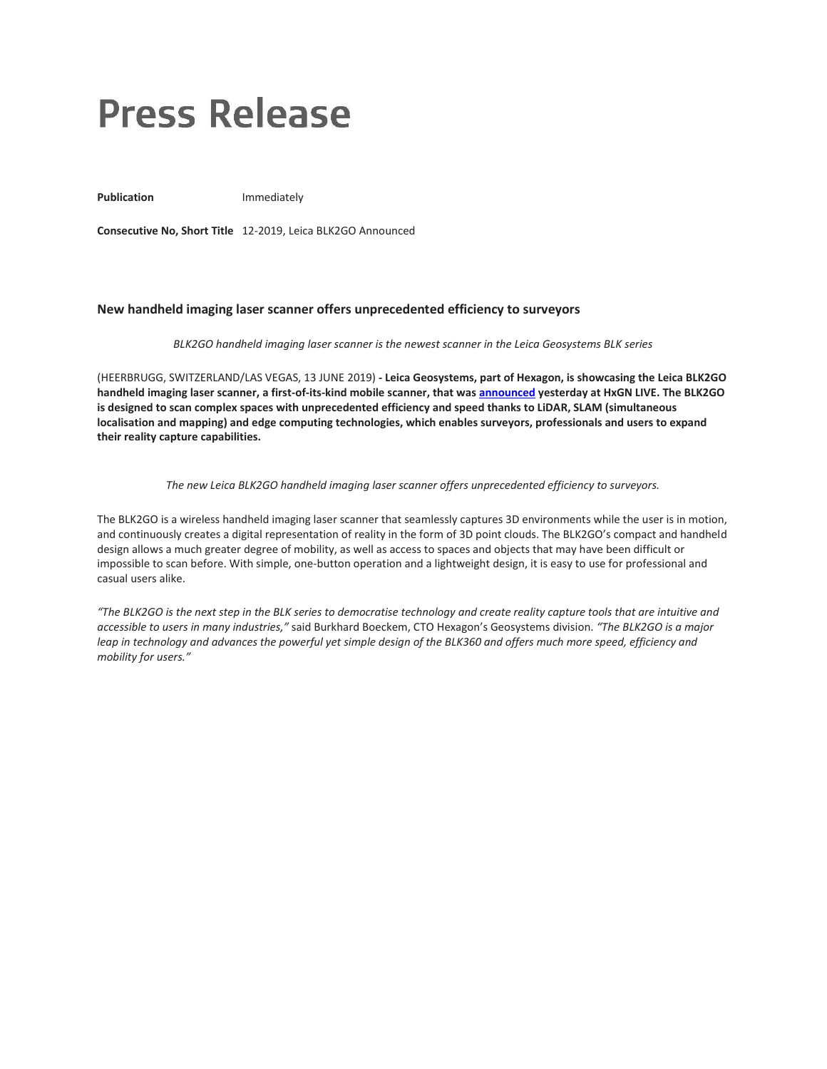# Press Release

**Publication** Immediately

**Consecutive No, Short Title** 12-2019, Leica BLK2GO Announced

### New handheld imaging laser scanner offers unprecedented efficiency to surveyors

*BLK2GO handheld imaging laser scanner is the newest scanner in the Leica Geosystems BLK series*

(HEERBRUGG, SWITZERLAND/LAS VEGAS, 13 JUNE 2019) **- Leica Geosystems, part of Hexagon, is showcasing the Leica BLK2GO handheld imaging laser scanner, a first-of-its-kind mobile scanner, that was announced yesterday at HxGN LIVE. The BLK2GO is designed to scan complex spaces with unprecedented efficiency and speed thanks to LiDAR, SLAM (simultaneous localisation and mapping) and edge computing technologies, which enables surveyors, professionals and users to expand their reality capture capabilities.**

*The new Leica BLK2GO handheld imaging laser scanner offers unprecedented efficiency to surveyors.*

The BLK2GO is a wireless handheld imaging laser scanner that seamlessly captures 3D environments while the user is in motion, and continuously creates a digital representation of reality in the form of 3D point clouds. The BLK2GO's compact and handheld design allows a much greater degree of mobility, as well as access to spaces and objects that may have been difficult or impossible to scan before. With simple, one-button operation and a lightweight design, it is easy to use for professional and casual users alike.

*"The BLK2GO is the next step in the BLK series to democratise technology and create reality capture tools that are intuitive and accessible to users in many industries,"* said Burkhard Boeckem, CTO Hexagon's Geosystems division. *"The BLK2GO is a major leap in technology and advances the powerful yet simple design of the BLK360 and offers much more speed, efficiency and mobility for users."*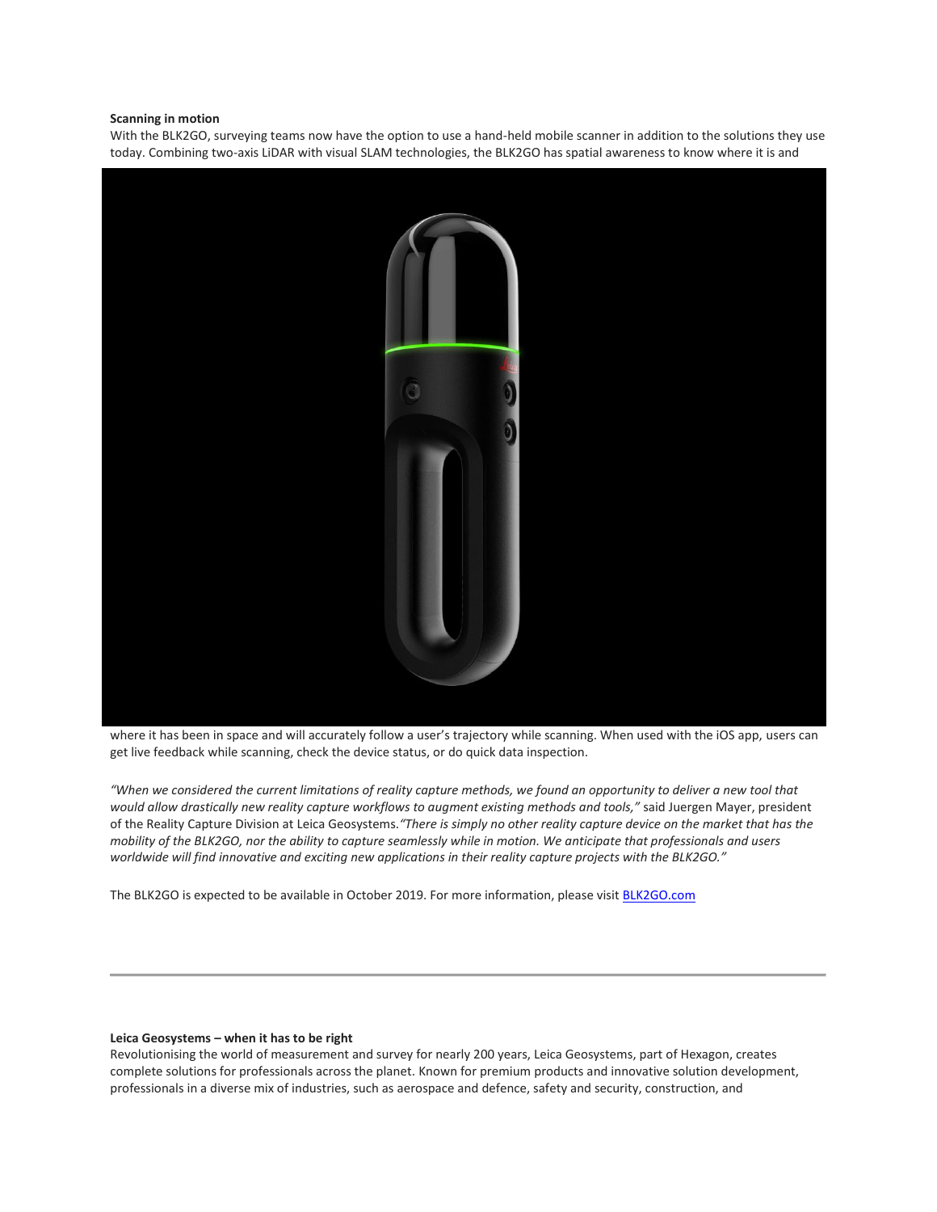**Scanning in motion**

With the BLK2GO, surveying teams now have the option to use a hand-held mobile scanner in addition to the solutions they use today. Combining two-axis LiDAR with visual SLAM technologies, the BLK2GO has spatial awareness to know where it is and where it has been in space and will accurately follow a user's trajectory while scanning. When used with the iOS app, users can get live feedback while scanning, check the device status, or do quick data inspection.

*"When we considered the current limitations of reality capture methods, we found an opportunity to deliver a new tool that would allow drastically new reality capture workflows to augment existing methods and tools,"* said Juergen Mayer, president of the Reality Capture Division at Leica Geosystems. *"There is simply no other reality capture device on the market that has the mobility of the BLK2GO, nor the ability to capture seamlessly while in motion. We anticipate that professionals and users worldwide will find innovative and exciting new applications in their reality capture projects with the BLK2GO."*

The BLK2GO is expected to be available in October 2019. For more information, please visit [BLK2GO.com](BLK2GO.com)

---

**Leica Geosystems – when it has to be right**

Revolutionising the world of measurement and survey for nearly 200 years, Leica Geosystems, part of Hexagon, creates complete solutions for professionals across the planet. Known for premium products and innovative solution development, professionals in a diverse mix of industries, such as aerospace and defence, safety and security, construction, and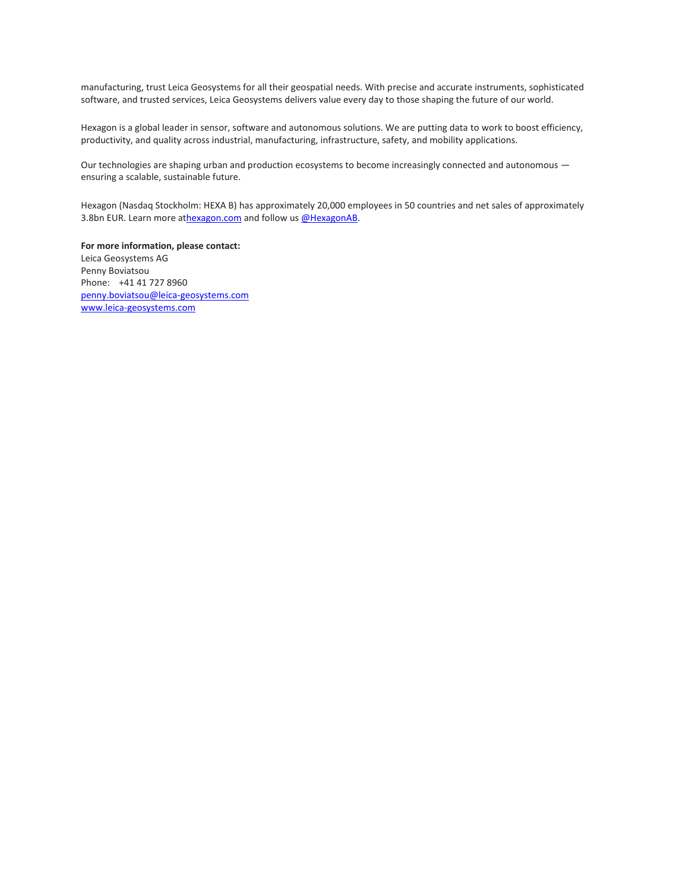manufacturing, trust Leica Geosystems for all their geospatial needs. With precise and accurate instruments, sophisticated software, and trusted services, Leica Geosystems delivers value every day to those shaping the future of our world.

Hexagon is a global leader in sensor, software and autonomous solutions. We are putting data to work to boost efficiency, productivity, and quality across industrial, manufacturing, infrastructure, safety, and mobility applications.

Our technologies are shaping urban and production ecosystems to become increasingly connected and autonomous — ensuring a scalable, sustainable future.

Hexagon (Nasdaq Stockholm: HEXA B) has approximately 20,000 employees in 50 countries and net sales of approximately 3.8bn EUR. Learn more athexagon.com and follow us @HexagonAB.

**For more information, please contact:**
Leica Geosystems AG
Penny Boviatsou
Phone: +41 41 727 8960
penny.boviatsou@leica-geosystems.com
www.leica-geosystems.com